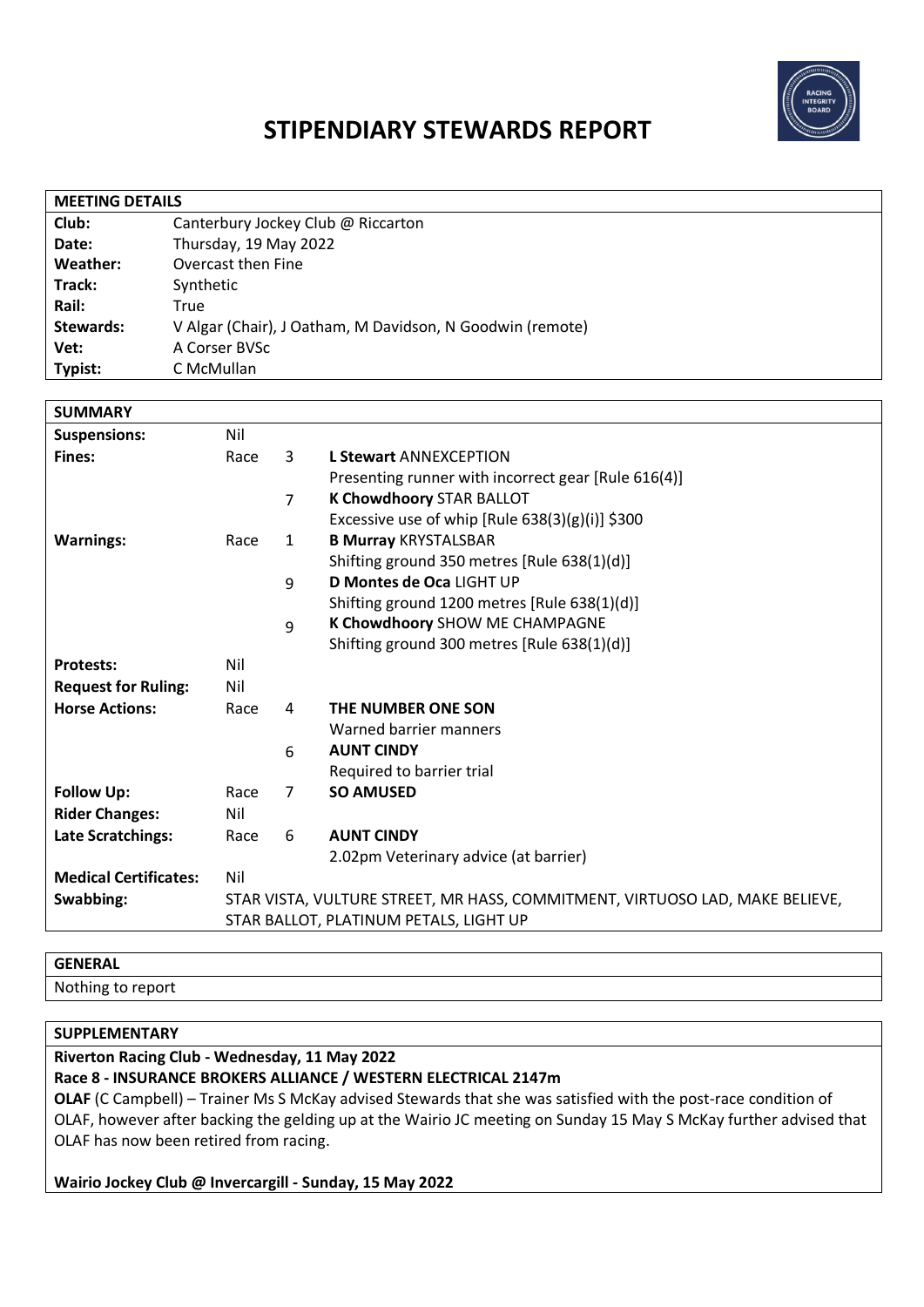# STIPENDIARY STEWARDS REPORT

| MEETING DETAILS | |
|---|---|
| **Club:** | Canterbury Jockey Club @ Riccarton |
| **Date:** | Thursday, 19 May 2022 |
| **Weather:** | Overcast then Fine |
| **Track:** | Synthetic |
| **Rail:** | True |
| **Stewards:** | V Algar (Chair), J Oatham, M Davidson, N Goodwin (remote) |
| **Vet:** | A Corser BVSc |
| **Typist:** | C McMullan |

| SUMMARY | | | |
|---|---|---|---|
| **Suspensions:** | Nil | | |
| **Fines:** | Race | 3 | **L Stewart** ANNEXCEPTION<br>Presenting runner with incorrect gear [Rule 616(4)] |
| | | 7 | **K Chowdhoory** STAR BALLOT<br>Excessive use of whip [Rule 638(3)(g)(i)] $300 |
| **Warnings:** | Race | 1 | **B Murray** KRYSTALSBAR<br>Shifting ground 350 metres [Rule 638(1)(d)] |
| | | 9 | **D Montes de Oca** LIGHT UP<br>Shifting ground 1200 metres [Rule 638(1)(d)] |
| | | 9 | **K Chowdhoory** SHOW ME CHAMPAGNE<br>Shifting ground 300 metres [Rule 638(1)(d)] |
| **Protests:** | Nil | | |
| **Request for Ruling:** | Nil | | |
| **Horse Actions:** | Race | 4 | **THE NUMBER ONE SON**<br>Warned barrier manners |
| | | 6 | **AUNT CINDY**<br>Required to barrier trial |
| **Follow Up:** | Race | 7 | **SO AMUSED** |
| **Rider Changes:** | Nil | | |
| **Late Scratchings:** | Race | 6 | **AUNT CINDY**<br>2.02pm Veterinary advice (at barrier) |
| **Medical Certificates:** | Nil | | |
| **Swabbing:** | STAR VISTA, VULTURE STREET, MR HASS, COMMITMENT, VIRTUOSO LAD, MAKE BELIEVE, STAR BALLOT, PLATINUM PETALS, LIGHT UP | | |

## GENERAL

Nothing to report

## SUPPLEMENTARY

**Riverton Racing Club - Wednesday, 11 May 2022**

**Race 8 - INSURANCE BROKERS ALLIANCE / WESTERN ELECTRICAL 2147m**

**OLAF** (C Campbell) – Trainer Ms S McKay advised Stewards that she was satisfied with the post-race condition of OLAF, however after backing the gelding up at the Wairio JC meeting on Sunday 15 May S McKay further advised that OLAF has now been retired from racing.

**Wairio Jockey Club @ Invercargill - Sunday, 15 May 2022**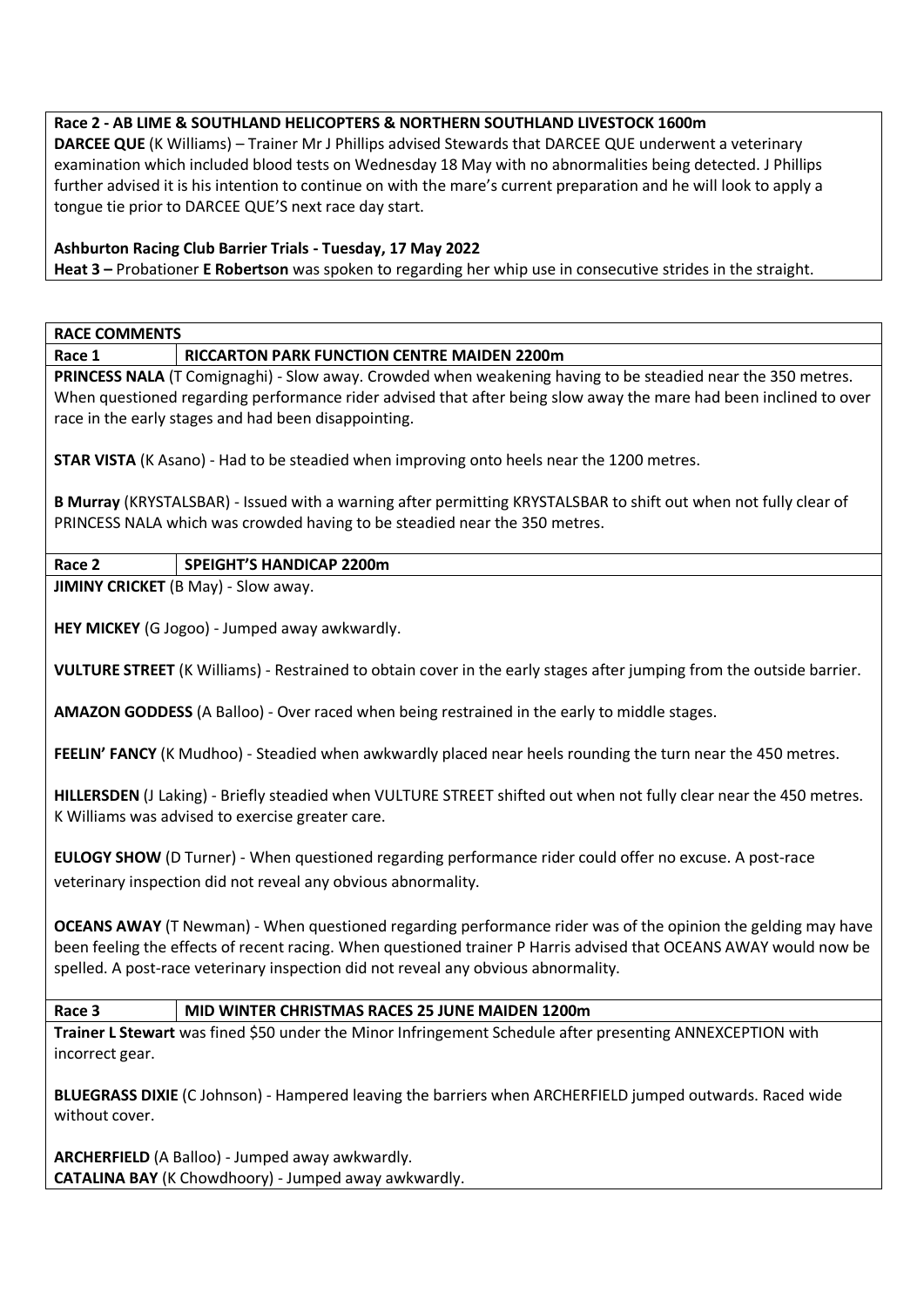**Race 2 - AB LIME & SOUTHLAND HELICOPTERS & NORTHERN SOUTHLAND LIVESTOCK 1600m**

**DARCEE QUE** (K Williams) – Trainer Mr J Phillips advised Stewards that DARCEE QUE underwent a veterinary examination which included blood tests on Wednesday 18 May with no abnormalities being detected. J Phillips further advised it is his intention to continue on with the mare's current preparation and he will look to apply a tongue tie prior to DARCEE QUE'S next race day start.

**Ashburton Racing Club Barrier Trials - Tuesday, 17 May 2022**

**Heat 3 –** Probationer **E Robertson** was spoken to regarding her whip use in consecutive strides in the straight.

**RACE COMMENTS**

| **Race 1** | **RICCARTON PARK FUNCTION CENTRE MAIDEN 2200m** |
|---|---|

**PRINCESS NALA** (T Comignaghi) - Slow away. Crowded when weakening having to be steadied near the 350 metres. When questioned regarding performance rider advised that after being slow away the mare had been inclined to over race in the early stages and had been disappointing.

**STAR VISTA** (K Asano) - Had to be steadied when improving onto heels near the 1200 metres.

**B Murray** (KRYSTALSBAR) - Issued with a warning after permitting KRYSTALSBAR to shift out when not fully clear of PRINCESS NALA which was crowded having to be steadied near the 350 metres.

| **Race 2** | **SPEIGHT'S HANDICAP 2200m** |
|---|---|

**JIMINY CRICKET** (B May) - Slow away.

**HEY MICKEY** (G Jogoo) - Jumped away awkwardly.

**VULTURE STREET** (K Williams) - Restrained to obtain cover in the early stages after jumping from the outside barrier.

**AMAZON GODDESS** (A Balloo) - Over raced when being restrained in the early to middle stages.

**FEELIN' FANCY** (K Mudhoo) - Steadied when awkwardly placed near heels rounding the turn near the 450 metres.

**HILLERSDEN** (J Laking) - Briefly steadied when VULTURE STREET shifted out when not fully clear near the 450 metres. K Williams was advised to exercise greater care.

**EULOGY SHOW** (D Turner) - When questioned regarding performance rider could offer no excuse. A post-race veterinary inspection did not reveal any obvious abnormality.

**OCEANS AWAY** (T Newman) - When questioned regarding performance rider was of the opinion the gelding may have been feeling the effects of recent racing. When questioned trainer P Harris advised that OCEANS AWAY would now be spelled. A post-race veterinary inspection did not reveal any obvious abnormality.

| **Race 3** | **MID WINTER CHRISTMAS RACES 25 JUNE MAIDEN 1200m** |
|---|---|

**Trainer L Stewart** was fined $50 under the Minor Infringement Schedule after presenting ANNEXCEPTION with incorrect gear.

**BLUEGRASS DIXIE** (C Johnson) - Hampered leaving the barriers when ARCHERFIELD jumped outwards. Raced wide without cover.

**ARCHERFIELD** (A Balloo) - Jumped away awkwardly.
**CATALINA BAY** (K Chowdhoory) - Jumped away awkwardly.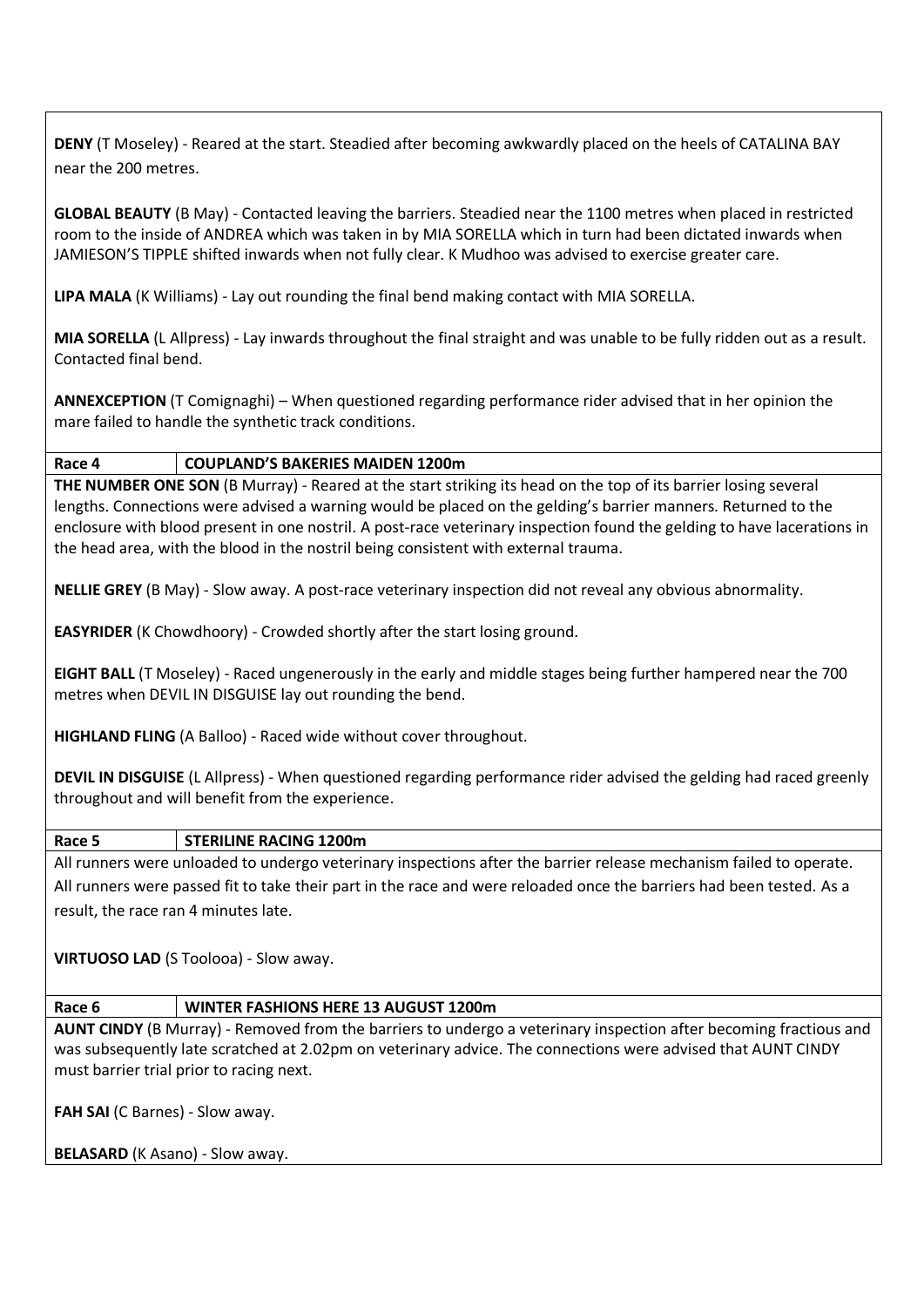**DENY** (T Moseley) - Reared at the start. Steadied after becoming awkwardly placed on the heels of CATALINA BAY near the 200 metres.

**GLOBAL BEAUTY** (B May) - Contacted leaving the barriers. Steadied near the 1100 metres when placed in restricted room to the inside of ANDREA which was taken in by MIA SORELLA which in turn had been dictated inwards when JAMIESON'S TIPPLE shifted inwards when not fully clear. K Mudhoo was advised to exercise greater care.

**LIPA MALA** (K Williams) - Lay out rounding the final bend making contact with MIA SORELLA.

**MIA SORELLA** (L Allpress) - Lay inwards throughout the final straight and was unable to be fully ridden out as a result. Contacted final bend.

**ANNEXCEPTION** (T Comignaghi) – When questioned regarding performance rider advised that in her opinion the mare failed to handle the synthetic track conditions.

| Race 4 | COUPLAND'S BAKERIES MAIDEN 1200m |
|---|---|

**THE NUMBER ONE SON** (B Murray) - Reared at the start striking its head on the top of its barrier losing several lengths. Connections were advised a warning would be placed on the gelding's barrier manners. Returned to the enclosure with blood present in one nostril. A post-race veterinary inspection found the gelding to have lacerations in the head area, with the blood in the nostril being consistent with external trauma.

**NELLIE GREY** (B May) - Slow away. A post-race veterinary inspection did not reveal any obvious abnormality.

**EASYRIDER** (K Chowdhoory) - Crowded shortly after the start losing ground.

**EIGHT BALL** (T Moseley) - Raced ungenerously in the early and middle stages being further hampered near the 700 metres when DEVIL IN DISGUISE lay out rounding the bend.

**HIGHLAND FLING** (A Balloo) - Raced wide without cover throughout.

**DEVIL IN DISGUISE** (L Allpress) - When questioned regarding performance rider advised the gelding had raced greenly throughout and will benefit from the experience.

| Race 5 | STERILINE RACING 1200m |
|---|---|

All runners were unloaded to undergo veterinary inspections after the barrier release mechanism failed to operate. All runners were passed fit to take their part in the race and were reloaded once the barriers had been tested. As a result, the race ran 4 minutes late.

**VIRTUOSO LAD** (S Toolooa) - Slow away.

| Race 6 | WINTER FASHIONS HERE 13 AUGUST 1200m |
|---|---|

**AUNT CINDY** (B Murray) - Removed from the barriers to undergo a veterinary inspection after becoming fractious and was subsequently late scratched at 2.02pm on veterinary advice. The connections were advised that AUNT CINDY must barrier trial prior to racing next.

**FAH SAI** (C Barnes) - Slow away.

**BELASARD** (K Asano) - Slow away.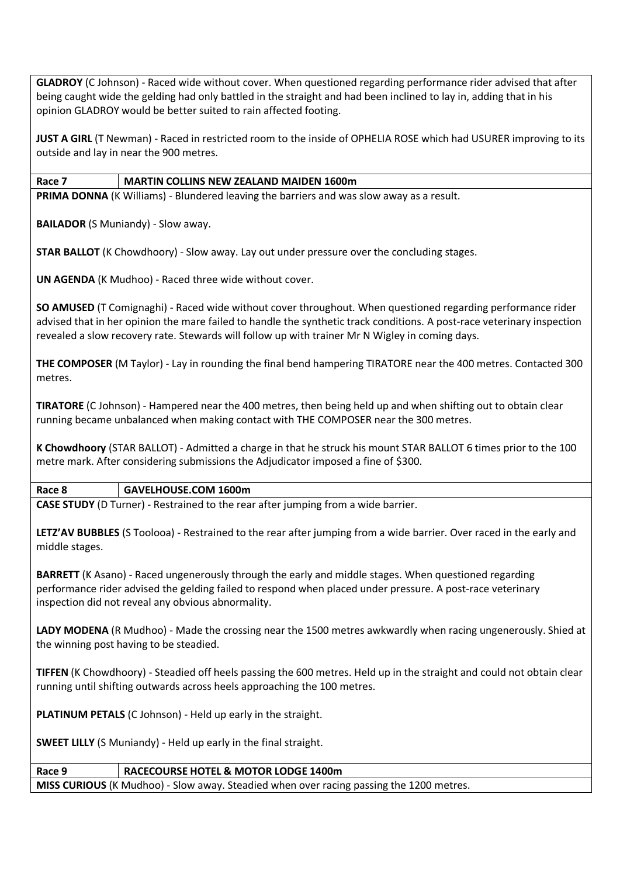**GLADROY** (C Johnson) - Raced wide without cover. When questioned regarding performance rider advised that after being caught wide the gelding had only battled in the straight and had been inclined to lay in, adding that in his opinion GLADROY would be better suited to rain affected footing.

**JUST A GIRL** (T Newman) - Raced in restricted room to the inside of OPHELIA ROSE which had USURER improving to its outside and lay in near the 900 metres.

| **Race 7** | **MARTIN COLLINS NEW ZEALAND MAIDEN 1600m** |
|---|---|

**PRIMA DONNA** (K Williams) - Blundered leaving the barriers and was slow away as a result.

**BAILADOR** (S Muniandy) - Slow away.

**STAR BALLOT** (K Chowdhoory) - Slow away. Lay out under pressure over the concluding stages.

**UN AGENDA** (K Mudhoo) - Raced three wide without cover.

**SO AMUSED** (T Comignaghi) - Raced wide without cover throughout. When questioned regarding performance rider advised that in her opinion the mare failed to handle the synthetic track conditions. A post-race veterinary inspection revealed a slow recovery rate. Stewards will follow up with trainer Mr N Wigley in coming days.

**THE COMPOSER** (M Taylor) - Lay in rounding the final bend hampering TIRATORE near the 400 metres. Contacted 300 metres.

**TIRATORE** (C Johnson) - Hampered near the 400 metres, then being held up and when shifting out to obtain clear running became unbalanced when making contact with THE COMPOSER near the 300 metres.

**K Chowdhoory** (STAR BALLOT) - Admitted a charge in that he struck his mount STAR BALLOT 6 times prior to the 100 metre mark. After considering submissions the Adjudicator imposed a fine of $300.

| **Race 8** | **GAVELHOUSE.COM 1600m** |
|---|---|

**CASE STUDY** (D Turner) - Restrained to the rear after jumping from a wide barrier.

**LETZ'AV BUBBLES** (S Toolooa) - Restrained to the rear after jumping from a wide barrier. Over raced in the early and middle stages.

**BARRETT** (K Asano) - Raced ungenerously through the early and middle stages. When questioned regarding performance rider advised the gelding failed to respond when placed under pressure. A post-race veterinary inspection did not reveal any obvious abnormality.

**LADY MODENA** (R Mudhoo) - Made the crossing near the 1500 metres awkwardly when racing ungenerously. Shied at the winning post having to be steadied.

**TIFFEN** (K Chowdhoory) - Steadied off heels passing the 600 metres. Held up in the straight and could not obtain clear running until shifting outwards across heels approaching the 100 metres.

**PLATINUM PETALS** (C Johnson) - Held up early in the straight.

**SWEET LILLY** (S Muniandy) - Held up early in the final straight.

| **Race 9** | **RACECOURSE HOTEL & MOTOR LODGE 1400m** |
|---|---|

**MISS CURIOUS** (K Mudhoo) - Slow away. Steadied when over racing passing the 1200 metres.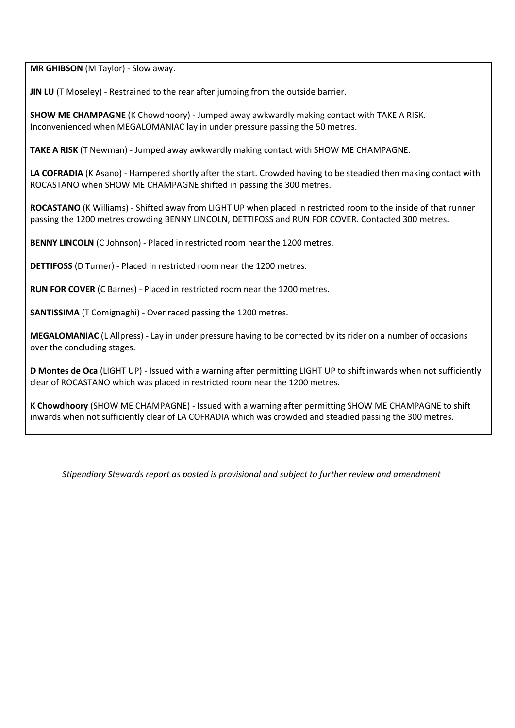**MR GHIBSON** (M Taylor) - Slow away.

**JIN LU** (T Moseley) - Restrained to the rear after jumping from the outside barrier.

**SHOW ME CHAMPAGNE** (K Chowdhoory) - Jumped away awkwardly making contact with TAKE A RISK. Inconvenienced when MEGALOMANIAC lay in under pressure passing the 50 metres.

**TAKE A RISK** (T Newman) - Jumped away awkwardly making contact with SHOW ME CHAMPAGNE.

**LA COFRADIA** (K Asano) - Hampered shortly after the start. Crowded having to be steadied then making contact with ROCASTANO when SHOW ME CHAMPAGNE shifted in passing the 300 metres.

**ROCASTANO** (K Williams) - Shifted away from LIGHT UP when placed in restricted room to the inside of that runner passing the 1200 metres crowding BENNY LINCOLN, DETTIFOSS and RUN FOR COVER. Contacted 300 metres.

**BENNY LINCOLN** (C Johnson) - Placed in restricted room near the 1200 metres.

**DETTIFOSS** (D Turner) - Placed in restricted room near the 1200 metres.

**RUN FOR COVER** (C Barnes) - Placed in restricted room near the 1200 metres.

**SANTISSIMA** (T Comignaghi) - Over raced passing the 1200 metres.

**MEGALOMANIAC** (L Allpress) - Lay in under pressure having to be corrected by its rider on a number of occasions over the concluding stages.

**D Montes de Oca** (LIGHT UP) - Issued with a warning after permitting LIGHT UP to shift inwards when not sufficiently clear of ROCASTANO which was placed in restricted room near the 1200 metres.

**K Chowdhoory** (SHOW ME CHAMPAGNE) - Issued with a warning after permitting SHOW ME CHAMPAGNE to shift inwards when not sufficiently clear of LA COFRADIA which was crowded and steadied passing the 300 metres.

*Stipendiary Stewards report as posted is provisional and subject to further review and amendment*